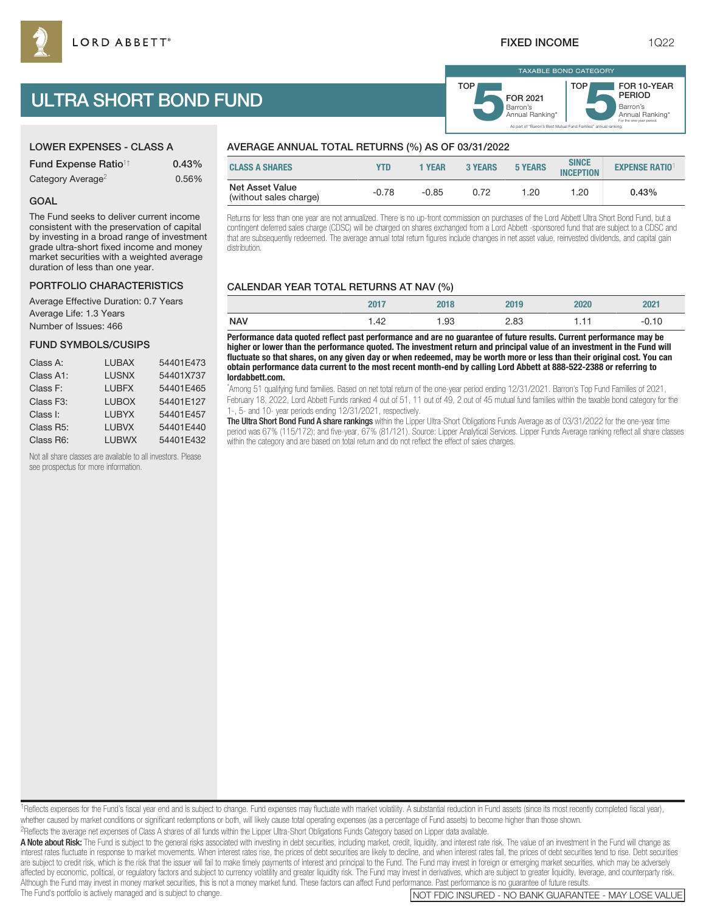LORD ABBETT®

FIXED INCOME 1Q22

# ULTRA SHORT BOND FUND

TAXABLE BOND CATEGORY

TOP 5 FOR 2021 Barron's Annual Ranking*

TOP 5 FOR 10-YEAR PERIOD Barron's Annual Ranking* For the one-year period.

As part of "Barron's Best Mutual Fund Families" annual ranking.

## LOWER EXPENSES - CLASS A

| | |
|---|---|
| Fund Expense Ratio[1†] | 0.43% |
| Category Average[2] | 0.56% |

## GOAL

The Fund seeks to deliver current income consistent with the preservation of capital by investing in a broad range of investment grade ultra-short fixed income and money market securities with a weighted average duration of less than one year.

## PORTFOLIO CHARACTERISTICS

Average Effective Duration: 0.7 Years
Average Life: 1.3 Years
Number of Issues: 466

## FUND SYMBOLS/CUSIPS

| | | |
|---|---|---|
| Class A: | LUBAX | 54401E473 |
| Class A1: | LUSNX | 54401X737 |
| Class F: | LUBFX | 54401E465 |
| Class F3: | LUBOX | 54401E127 |
| Class I: | LUBYX | 54401E457 |
| Class R5: | LUBVX | 54401E440 |
| Class R6: | LUBWX | 54401E432 |

Not all share classes are available to all investors. Please see prospectus for more information.

## AVERAGE ANNUAL TOTAL RETURNS (%) AS OF 03/31/2022

| CLASS A SHARES | YTD | 1 YEAR | 3 YEARS | 5 YEARS | SINCE INCEPTION | EXPENSE RATIO[1] |
|---|---|---|---|---|---|---|
| Net Asset Value (without sales charge) | -0.78 | -0.85 | 0.72 | 1.20 | 1.20 | 0.43% |

Returns for less than one year are not annualized. There is no up-front commission on purchases of the Lord Abbett Ultra Short Bond Fund, but a contingent deferred sales charge (CDSC) will be charged on shares exchanged from a Lord Abbett -sponsored fund that are subject to a CDSC and that are subsequently redeemed. The average annual total return figures include changes in net asset value, reinvested dividends, and capital gain distribution.

## CALENDAR YEAR TOTAL RETURNS AT NAV (%)

| | 2017 | 2018 | 2019 | 2020 | 2021 |
|---|---|---|---|---|---|
| NAV | 1.42 | 1.93 | 2.83 | 1.11 | -0.10 |

**Performance data quoted reflect past performance and are no guarantee of future results. Current performance may be higher or lower than the performance quoted. The investment return and principal value of an investment in the Fund will fluctuate so that shares, on any given day or when redeemed, may be worth more or less than their original cost. You can obtain performance data current to the most recent month-end by calling Lord Abbett at 888-522-2388 or referring to lordabbett.com.**

*Among 51 qualifying fund families. Based on net total return of the one-year period ending 12/31/2021. Barron's Top Fund Families of 2021, February 18, 2022, Lord Abbett Funds ranked 4 out of 51, 11 out of 49, 2 out of 45 mutual fund families within the taxable bond category for the 1-, 5- and 10- year periods ending 12/31/2021, respectively.

**The Ultra Short Bond Fund A share rankings** within the Lipper Ultra-Short Obligations Funds Average as of 03/31/2022 for the one-year time period was 67% (115/172); and five-year, 67% (81/121). Source: Lipper Analytical Services. Lipper Funds Average ranking reflect all share classes within the category and are based on total return and do not reflect the effect of sales charges.

[1]Reflects expenses for the Fund's fiscal year end and is subject to change. Fund expenses may fluctuate with market volatility. A substantial reduction in Fund assets (since its most recently completed fiscal year), whether caused by market conditions or significant redemptions or both, will likely cause total operating expenses (as a percentage of Fund assets) to become higher than those shown.

[2]Reflects the average net expenses of Class A shares of all funds within the Lipper Ultra-Short Obligations Funds Category based on Lipper data available.

**A Note about Risk:** The Fund is subject to the general risks associated with investing in debt securities, including market, credit, liquidity, and interest rate risk. The value of an investment in the Fund will change as interest rates fluctuate in response to market movements. When interest rates rise, the prices of debt securities are likely to decline, and when interest rates fall, the prices of debt securities tend to rise. Debt securities are subject to credit risk, which is the risk that the issuer will fail to make timely payments of interest and principal to the Fund. The Fund may invest in foreign or emerging market securities, which may be adversely affected by economic, political, or regulatory factors and subject to currency volatility and greater liquidity risk. The Fund may invest in derivatives, which are subject to greater liquidity, leverage, and counterparty risk. Although the Fund may invest in money market securities, this is not a money market fund. These factors can affect Fund performance. Past performance is no guarantee of future results.

The Fund's portfolio is actively managed and is subject to change.

NOT FDIC INSURED - NO BANK GUARANTEE - MAY LOSE VALUE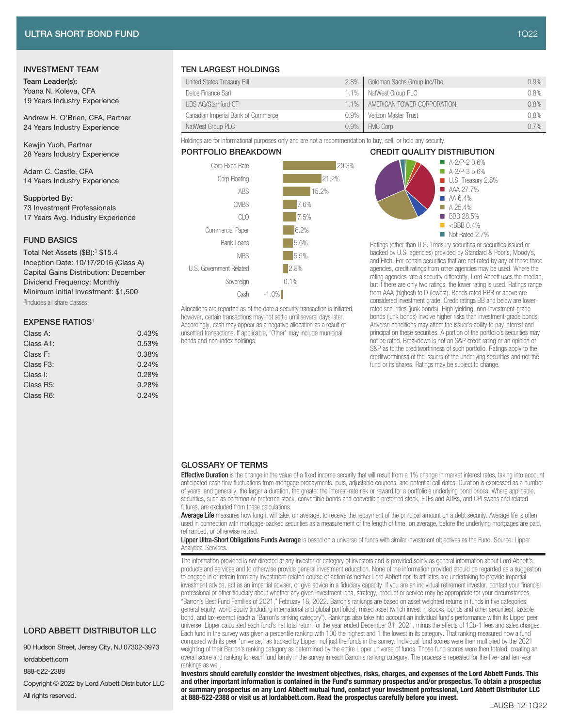## INVESTMENT TEAM

**Team Leader(s):**
Yoana N. Koleva, CFA
19 Years Industry Experience

Andrew H. O'Brien, CFA, Partner
24 Years Industry Experience

Kewjin Yuoh, Partner
28 Years Industry Experience

Adam C. Castle, CFA
14 Years Industry Experience

**Supported By:**
73 Investment Professionals
17 Years Avg. Industry Experience

## FUND BASICS

Total Net Assets ($B):[3] $15.4
Inception Date: 10/17/2016 (Class A)
Capital Gains Distribution: December
Dividend Frequency: Monthly
Minimum Initial Investment: $1,500

[3]Includes all share classes.

## EXPENSE RATIOS[1]

| | |
|---|---|
| Class A: | 0.43% |
| Class A1: | 0.53% |
| Class F: | 0.38% |
| Class F3: | 0.24% |
| Class I: | 0.28% |
| Class R5: | 0.28% |
| Class R6: | 0.24% |

## TEN LARGEST HOLDINGS

| | | | |
|---|---|---|---|
| United States Treasury Bill | 2.8% | Goldman Sachs Group Inc/The | 0.9% |
| Delos Finance Sarl | 1.1% | NatWest Group PLC | 0.8% |
| UBS AG/Stamford CT | 1.1% | AMERICAN TOWER CORPORATION | 0.8% |
| Canadian Imperial Bank of Commerce | 0.9% | Verizon Master Trust | 0.8% |
| NatWest Group PLC | 0.9% | FMC Corp | 0.7% |

Holdings are for informational purposes only and are not a recommendation to buy, sell, or hold any security.

## PORTFOLIO BREAKDOWN

Corp Fixed Rate 29.3%
Corp Floating 21.2%
ABS 15.2%
CMBS 7.6%
CLO 7.5%
Commercial Paper 6.2%
Bank Loans 5.6%
MBS 5.5%
U.S. Government Related 2.8%
Sovereign 0.1%
Cash -1.0%

Allocations are reported as of the date a security transaction is initiated; however, certain transactions may not settle until several days later. Accordingly, cash may appear as a negative allocation as a result of unsettled transactions. If applicable, "Other" may include municipal bonds and non-index holdings.

## CREDIT QUALITY DISTRIBUTION

A-2/P-2 0.6%
A-3/P-3 5.6%
U.S. Treasury 2.8%
AAA 27.7%
AA 6.4%
A 25.4%
BBB 28.5%
<BBB 0.4%
Not Rated 2.7%

Ratings (other than U.S. Treasury securities or securities issued or backed by U.S. agencies) provided by Standard & Poor's, Moody's, and Fitch. For certain securities that are not rated by any of these three agencies, credit ratings from other agencies may be used. Where the rating agencies rate a security differently, Lord Abbett uses the median, but if there are only two ratings, the lower rating is used. Ratings range from AAA (highest) to D (lowest). Bonds rated BBB or above are considered investment grade. Credit ratings BB and below are lower-rated securities (junk bonds). High-yielding, non-investment-grade bonds (junk bonds) involve higher risks than investment-grade bonds. Adverse conditions may affect the issuer's ability to pay interest and principal on these securities. A portion of the portfolio's securities may not be rated. Breakdown is not an S&P credit rating or an opinion of S&P as to the creditworthiness of such portfolio. Ratings apply to the creditworthiness of the issuers of the underlying securities and not the fund or its shares. Ratings may be subject to change.

## GLOSSARY OF TERMS

**Effective Duration** is the change in the value of a fixed income security that will result from a 1% change in market interest rates, taking into account anticipated cash flow fluctuations from mortgage prepayments, puts, adjustable coupons, and potential call dates. Duration is expressed as a number of years, and generally, the larger a duration, the greater the interest-rate risk or reward for a portfolio's underlying bond prices. Where applicable, securities, such as common or preferred stock, convertible bonds and convertible preferred stock, ETFs and ADRs, and CPI swaps and related futures, are excluded from these calculations.

**Average Life** measures how long it will take, on average, to receive the repayment of the principal amount on a debt security. Average life is often used in connection with mortgage-backed securities as a measurement of the length of time, on average, before the underlying mortgages are paid, refinanced, or otherwise retired.

**Lipper Ultra-Short Obligations Funds Average** is based on a universe of funds with similar investment objectives as the Fund. Source: Lipper Analytical Services.

The information provided is not directed at any investor or category of investors and is provided solely as general information about Lord Abbett's products and services and to otherwise provide general investment education. None of the information provided should be regarded as a suggestion to engage in or refrain from any investment-related course of action as neither Lord Abbett nor its affiliates are undertaking to provide impartial investment advice, act as an impartial adviser, or give advice in a fiduciary capacity. If you are an individual retirement investor, contact your financial professional or other fiduciary about whether any given investment idea, strategy, product or service may be appropriate for your circumstances. "Barron's Best Fund Families of 2021," February 18, 2022. Barron's rankings are based on asset weighted returns in funds in five categories: general equity, world equity (including international and global portfolios), mixed asset (which invest in stocks, bonds and other securities), taxable bond, and tax-exempt (each a "Barron's ranking category"). Rankings also take into account an individual fund's performance within its Lipper peer universe. Lipper calculated each fund's net total return for the year ended December 31, 2021, minus the effects of 12b-1 fees and sales charges. Each fund in the survey was given a percentile ranking with 100 the highest and 1 the lowest in its category. That ranking measured how a fund compared with its peer "universe," as tracked by Lipper, not just the funds in the survey. Individual fund scores were then multiplied by the 2021 weighting of their Barron's ranking category as determined by the entire Lipper universe of funds. Those fund scores were then totaled, creating an overall score and ranking for each fund family in the survey in each Barron's ranking category. The process is repeated for the five- and ten-year rankings as well.

**Investors should carefully consider the investment objectives, risks, charges, and expenses of the Lord Abbett Funds. This and other important information is contained in the Fund's summary prospectus and/or prospectus. To obtain a prospectus or summary prospectus on any Lord Abbett mutual fund, contact your investment professional, Lord Abbett Distributor LLC at 888-522-2388 or visit us at lordabbett.com. Read the prospectus carefully before you invest.**

## LORD ABBETT DISTRIBUTOR LLC

90 Hudson Street, Jersey City, NJ 07302-3973

lordabbett.com

888-522-2388

Copyright © 2022 by Lord Abbett Distributor LLC

All rights reserved.

LAUSB-12-1Q22